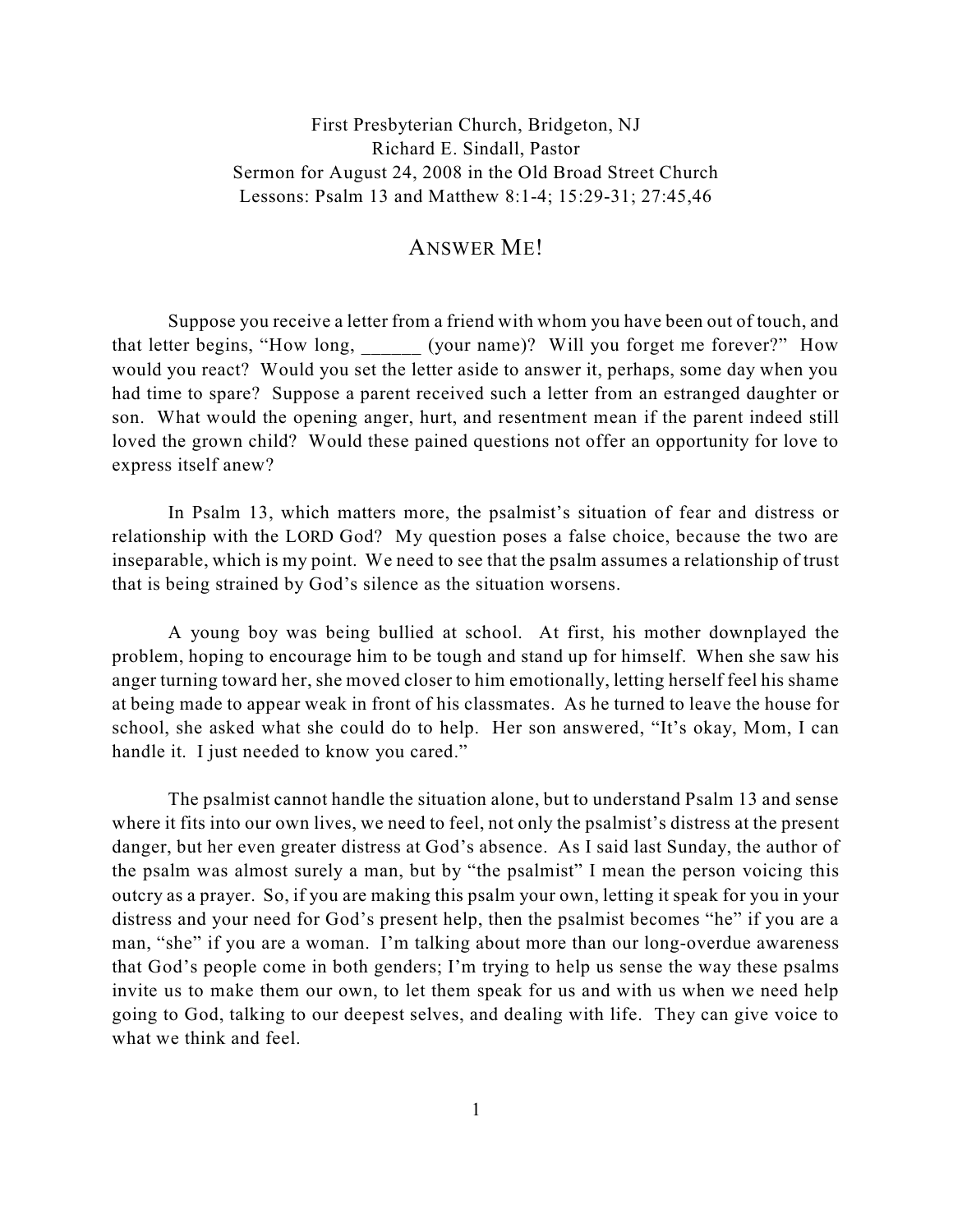First Presbyterian Church, Bridgeton, NJ
Richard E. Sindall, Pastor
Sermon for August 24, 2008 in the Old Broad Street Church
Lessons: Psalm 13 and Matthew 8:1-4; 15:29-31; 27:45,46

# ANSWER ME!

Suppose you receive a letter from a friend with whom you have been out of touch, and that letter begins, "How long, ______ (your name)? Will you forget me forever?" How would you react? Would you set the letter aside to answer it, perhaps, some day when you had time to spare? Suppose a parent received such a letter from an estranged daughter or son. What would the opening anger, hurt, and resentment mean if the parent indeed still loved the grown child? Would these pained questions not offer an opportunity for love to express itself anew?

In Psalm 13, which matters more, the psalmist's situation of fear and distress or relationship with the LORD God? My question poses a false choice, because the two are inseparable, which is my point. We need to see that the psalm assumes a relationship of trust that is being strained by God's silence as the situation worsens.

A young boy was being bullied at school. At first, his mother downplayed the problem, hoping to encourage him to be tough and stand up for himself. When she saw his anger turning toward her, she moved closer to him emotionally, letting herself feel his shame at being made to appear weak in front of his classmates. As he turned to leave the house for school, she asked what she could do to help. Her son answered, "It's okay, Mom, I can handle it. I just needed to know you cared."

The psalmist cannot handle the situation alone, but to understand Psalm 13 and sense where it fits into our own lives, we need to feel, not only the psalmist's distress at the present danger, but her even greater distress at God's absence. As I said last Sunday, the author of the psalm was almost surely a man, but by "the psalmist" I mean the person voicing this outcry as a prayer. So, if you are making this psalm your own, letting it speak for you in your distress and your need for God's present help, then the psalmist becomes "he" if you are a man, "she" if you are a woman. I'm talking about more than our long-overdue awareness that God's people come in both genders; I'm trying to help us sense the way these psalms invite us to make them our own, to let them speak for us and with us when we need help going to God, talking to our deepest selves, and dealing with life. They can give voice to what we think and feel.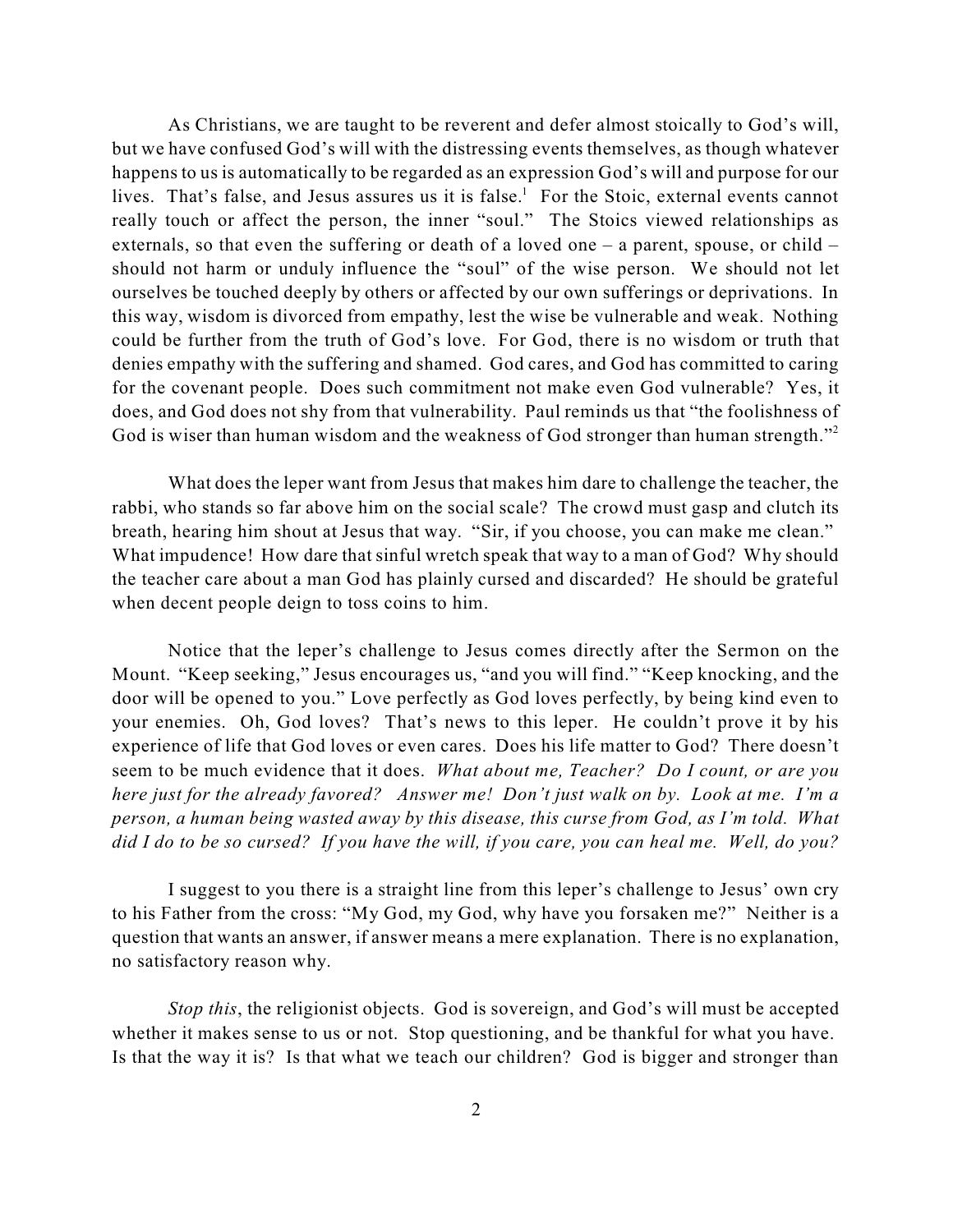As Christians, we are taught to be reverent and defer almost stoically to God's will, but we have confused God's will with the distressing events themselves, as though whatever happens to us is automatically to be regarded as an expression God's will and purpose for our lives. That's false, and Jesus assures us it is false.[1] For the Stoic, external events cannot really touch or affect the person, the inner "soul." The Stoics viewed relationships as externals, so that even the suffering or death of a loved one – a parent, spouse, or child – should not harm or unduly influence the "soul" of the wise person. We should not let ourselves be touched deeply by others or affected by our own sufferings or deprivations. In this way, wisdom is divorced from empathy, lest the wise be vulnerable and weak. Nothing could be further from the truth of God's love. For God, there is no wisdom or truth that denies empathy with the suffering and shamed. God cares, and God has committed to caring for the covenant people. Does such commitment not make even God vulnerable? Yes, it does, and God does not shy from that vulnerability. Paul reminds us that "the foolishness of God is wiser than human wisdom and the weakness of God stronger than human strength."[2]

What does the leper want from Jesus that makes him dare to challenge the teacher, the rabbi, who stands so far above him on the social scale? The crowd must gasp and clutch its breath, hearing him shout at Jesus that way. "Sir, if you choose, you can make me clean." What impudence! How dare that sinful wretch speak that way to a man of God? Why should the teacher care about a man God has plainly cursed and discarded? He should be grateful when decent people deign to toss coins to him.

Notice that the leper's challenge to Jesus comes directly after the Sermon on the Mount. "Keep seeking," Jesus encourages us, "and you will find." "Keep knocking, and the door will be opened to you." Love perfectly as God loves perfectly, by being kind even to your enemies. Oh, God loves? That's news to this leper. He couldn't prove it by his experience of life that God loves or even cares. Does his life matter to God? There doesn't seem to be much evidence that it does. *What about me, Teacher? Do I count, or are you here just for the already favored? Answer me! Don't just walk on by. Look at me. I'm a person, a human being wasted away by this disease, this curse from God, as I'm told. What did I do to be so cursed? If you have the will, if you care, you can heal me. Well, do you?*

I suggest to you there is a straight line from this leper's challenge to Jesus' own cry to his Father from the cross: "My God, my God, why have you forsaken me?" Neither is a question that wants an answer, if answer means a mere explanation. There is no explanation, no satisfactory reason why.

*Stop this*, the religionist objects. God is sovereign, and God's will must be accepted whether it makes sense to us or not. Stop questioning, and be thankful for what you have. Is that the way it is? Is that what we teach our children? God is bigger and stronger than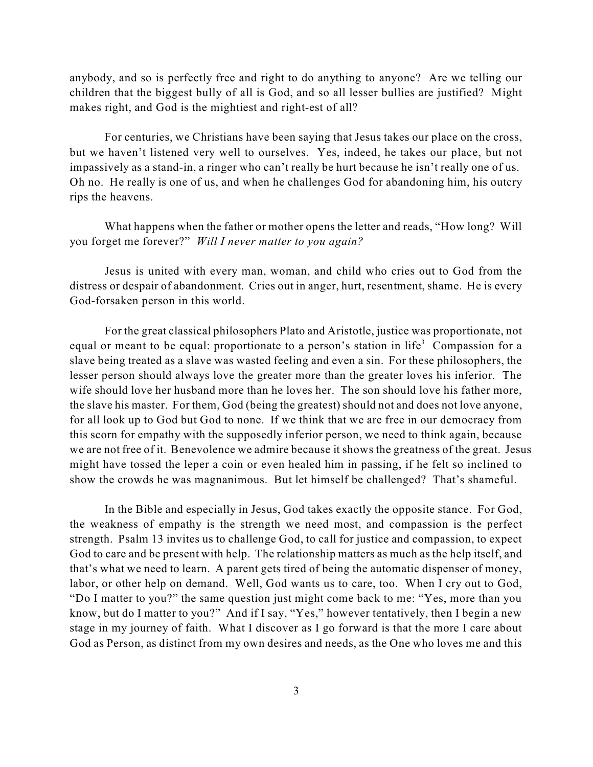anybody, and so is perfectly free and right to do anything to anyone? Are we telling our children that the biggest bully of all is God, and so all lesser bullies are justified? Might makes right, and God is the mightiest and right-est of all?

For centuries, we Christians have been saying that Jesus takes our place on the cross, but we haven't listened very well to ourselves. Yes, indeed, he takes our place, but not impassively as a stand-in, a ringer who can't really be hurt because he isn't really one of us. Oh no. He really is one of us, and when he challenges God for abandoning him, his outcry rips the heavens.

What happens when the father or mother opens the letter and reads, "How long? Will you forget me forever?" *Will I never matter to you again?*

Jesus is united with every man, woman, and child who cries out to God from the distress or despair of abandonment. Cries out in anger, hurt, resentment, shame. He is every God-forsaken person in this world.

For the great classical philosophers Plato and Aristotle, justice was proportionate, not equal or meant to be equal: proportionate to a person's station in life[3] Compassion for a slave being treated as a slave was wasted feeling and even a sin. For these philosophers, the lesser person should always love the greater more than the greater loves his inferior. The wife should love her husband more than he loves her. The son should love his father more, the slave his master. For them, God (being the greatest) should not and does not love anyone, for all look up to God but God to none. If we think that we are free in our democracy from this scorn for empathy with the supposedly inferior person, we need to think again, because we are not free of it. Benevolence we admire because it shows the greatness of the great. Jesus might have tossed the leper a coin or even healed him in passing, if he felt so inclined to show the crowds he was magnanimous. But let himself be challenged? That's shameful.

In the Bible and especially in Jesus, God takes exactly the opposite stance. For God, the weakness of empathy is the strength we need most, and compassion is the perfect strength. Psalm 13 invites us to challenge God, to call for justice and compassion, to expect God to care and be present with help. The relationship matters as much as the help itself, and that's what we need to learn. A parent gets tired of being the automatic dispenser of money, labor, or other help on demand. Well, God wants us to care, too. When I cry out to God, "Do I matter to you?" the same question just might come back to me: "Yes, more than you know, but do I matter to you?" And if I say, "Yes," however tentatively, then I begin a new stage in my journey of faith. What I discover as I go forward is that the more I care about God as Person, as distinct from my own desires and needs, as the One who loves me and this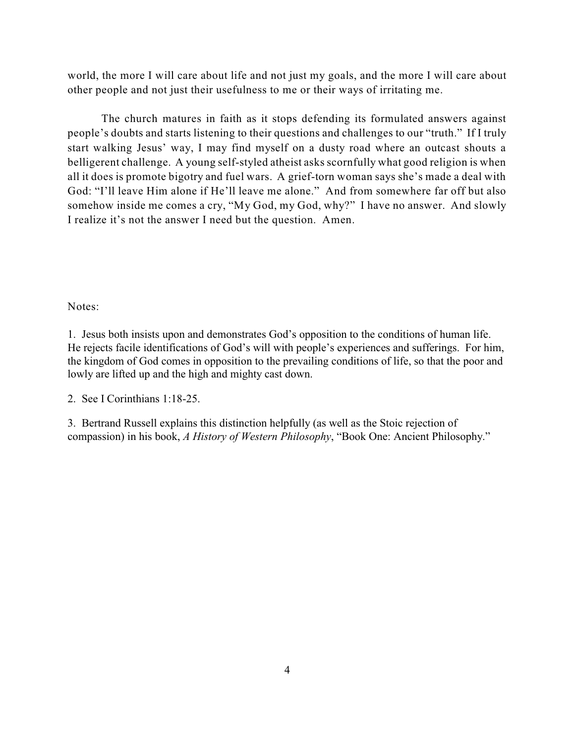world, the more I will care about life and not just my goals, and the more I will care about other people and not just their usefulness to me or their ways of irritating me.

The church matures in faith as it stops defending its formulated answers against people's doubts and starts listening to their questions and challenges to our "truth." If I truly start walking Jesus' way, I may find myself on a dusty road where an outcast shouts a belligerent challenge. A young self-styled atheist asks scornfully what good religion is when all it does is promote bigotry and fuel wars. A grief-torn woman says she's made a deal with God: "I'll leave Him alone if He'll leave me alone." And from somewhere far off but also somehow inside me comes a cry, "My God, my God, why?" I have no answer. And slowly I realize it's not the answer I need but the question. Amen.

Notes:

1. Jesus both insists upon and demonstrates God's opposition to the conditions of human life. He rejects facile identifications of God's will with people's experiences and sufferings. For him, the kingdom of God comes in opposition to the prevailing conditions of life, so that the poor and lowly are lifted up and the high and mighty cast down.

2. See I Corinthians 1:18-25.

3. Bertrand Russell explains this distinction helpfully (as well as the Stoic rejection of compassion) in his book, *A History of Western Philosophy*, "Book One: Ancient Philosophy."